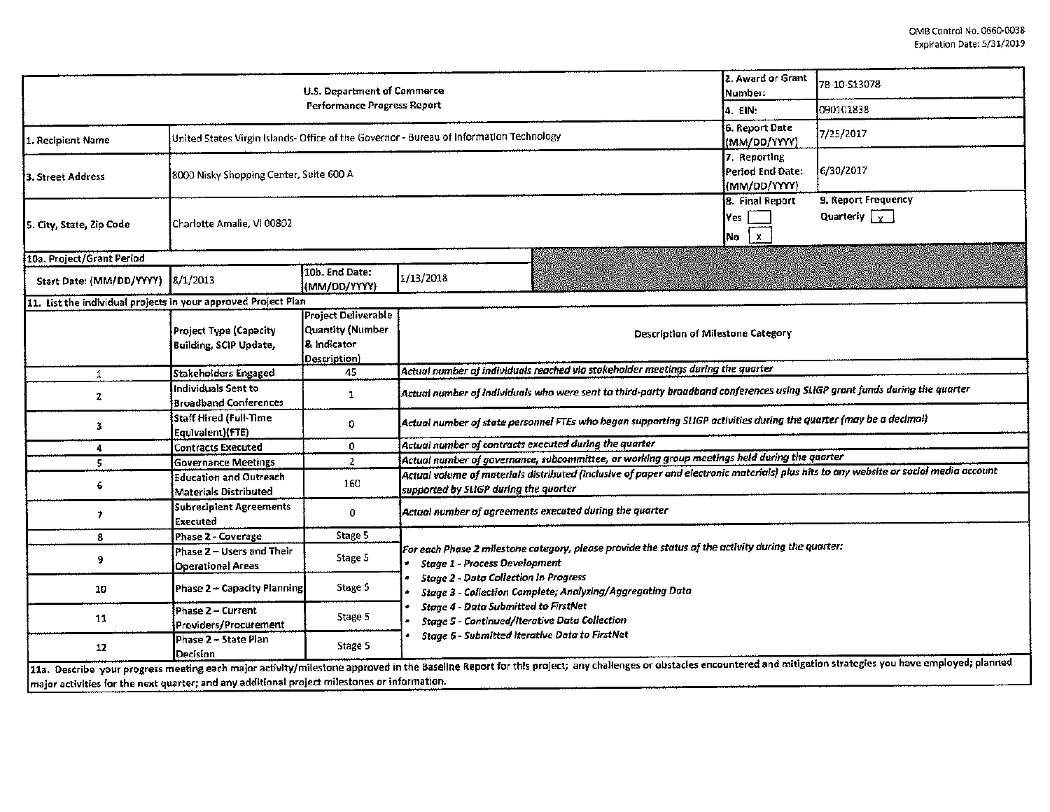OMB Control No. 0660-0038
Expiration Date: 5/31/2019

| U.S. Department of Commerce<br>Performance Progress Report | | 2. Award or Grant Number: | 78-10-S13078 |
|---|---|---|---|
| | | 4. EIN: | 090101838 |
| 1. Recipient Name | United States Virgin Islands- Office of the Governor - Bureau of Information Technology | 6. Report Date (MM/DD/YYYY) | 7/25/2017 |
| 3. Street Address | 8000 Nisky Shopping Center, Suite 600 A | 7. Reporting Period End Date: (MM/DD/YYYY) | 6/30/2017 |
| 5. City, State, Zip Code | Charlotte Amalie, VI 00802 | 8. Final Report<br>Yes [ ]<br>No [x] | 9. Report Frequency<br>Quarterly [x] |

| 10a. Project/Grant Period | | | |
|---|---|---|---|
| Start Date: (MM/DD/YYYY) | 8/1/2013 | 10b. End Date: (MM/DD/YYYY) | 1/13/2018 |

11. List the individual projects in your approved Project Plan

| | Project Type (Capacity Building, SCIP Update, | Project Deliverable Quantity (Number & Indicator Description) | Description of Milestone Category |
|---|---|---|---|
| 1 | Stakeholders Engaged | 45 | *Actual number of individuals reached via stakeholder meetings during the quarter* |
| 2 | Individuals Sent to Broadband Conferences | 1 | *Actual number of individuals who were sent to third-party broadband conferences using SLIGP grant funds during the quarter* |
| 3 | Staff Hired (Full-Time Equivalent)(FTE) | 0 | *Actual number of state personnel FTEs who began supporting SLIGP activities during the quarter (may be a decimal)* |
| 4 | Contracts Executed | 0 | *Actual number of contracts executed during the quarter* |
| 5 | Governance Meetings | 2 | *Actual number of governance, subcommittee, or working group meetings held during the quarter* |
| 6 | Education and Outreach Materials Distributed | 160 | *Actual volume of materials distributed (inclusive of paper and electronic materials) plus hits to any website or social media account supported by SLIGP during the quarter* |
| 7 | Subrecipient Agreements Executed | 0 | *Actual number of agreements executed during the quarter* |
| 8 | Phase 2 - Coverage | Stage 5 | *For each Phase 2 milestone category, please provide the status of the activity during the quarter:*<br>• *Stage 1 - Process Development*<br>• *Stage 2 - Data Collection in Progress*<br>• *Stage 3 - Collection Complete; Analyzing/Aggregating Data*<br>• *Stage 4 - Data Submitted to FirstNet*<br>• *Stage 5 - Continued/Iterative Data Collection*<br>• *Stage 6 - Submitted Iterative Data to FirstNet* |
| 9 | Phase 2 – Users and Their Operational Areas | Stage 5 | |
| 10 | Phase 2 – Capacity Planning | Stage 5 | |
| 11 | Phase 2 – Current Providers/Procurement | Stage 5 | |
| 12 | Phase 2 – State Plan Decision | Stage 5 | |

11a. Describe your progress meeting each major activity/milestone approved in the Baseline Report for this project; any challenges or obstacles encountered and mitigation strategies you have employed; planned major activities for the next quarter; and any additional project milestones or information.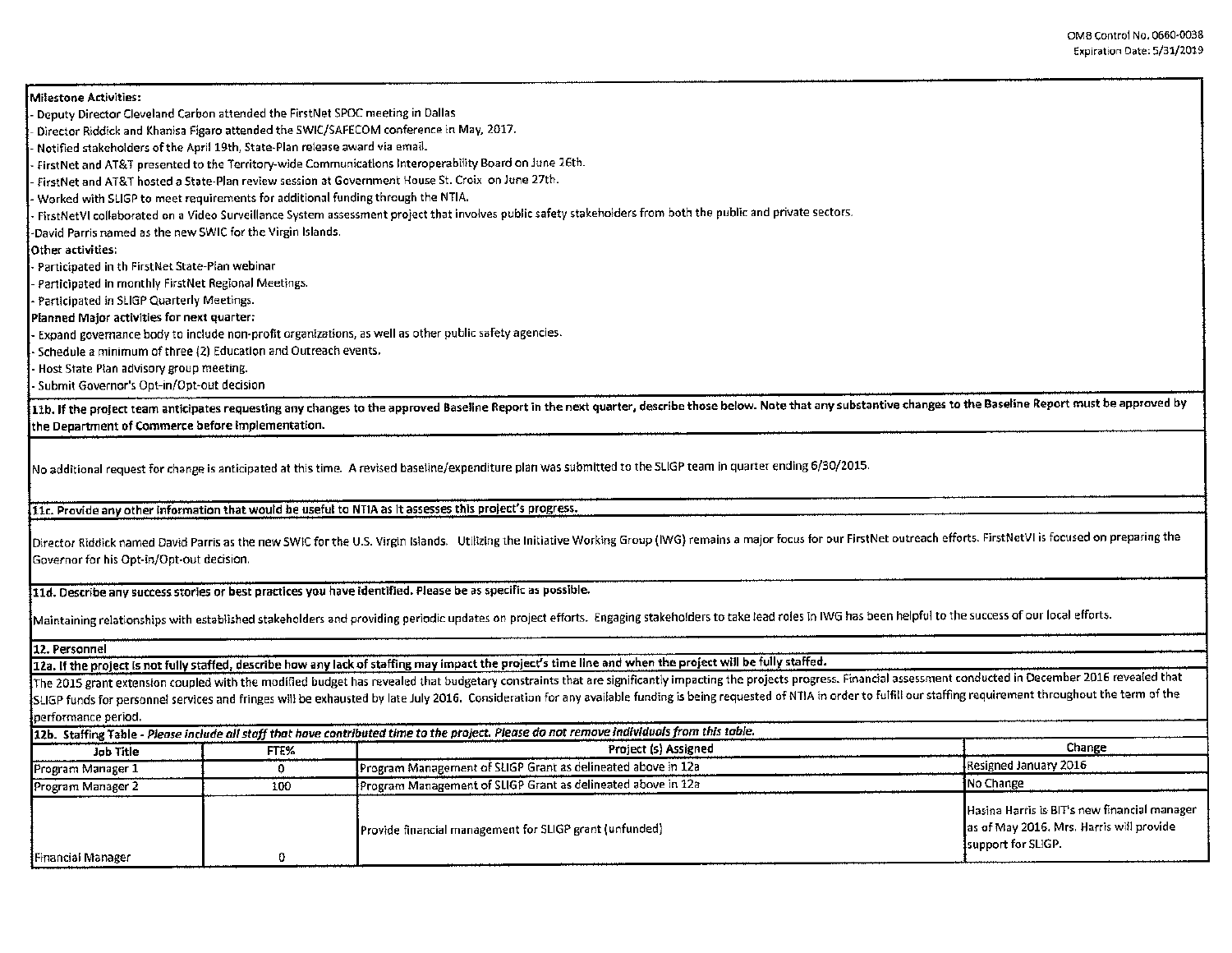**Milestone Activities:**

- Deputy Director Cleveland Carbon attended the FirstNet SPOC meeting in Dallas
- Director Riddick and Khanisa Figaro attended the SWIC/SAFECOM conference in May, 2017.
- Notified stakeholders of the April 19th, State-Plan release award via email.
- FirstNet and AT&T presented to the Territory-wide Communications Interoperability Board on June 26th.
- FirstNet and AT&T hosted a State-Plan review session at Government House St. Croix on June 27th.
- Worked with SLIGP to meet requirements for additional funding through the NTIA.
- FirstNetVI collaborated on a Video Surveillance System assessment project that involves public safety stakeholders from both the public and private sectors.
- David Parris named as the new SWIC for the Virgin Islands.

**Other activities:**

- Participated in th FirstNet State-Plan webinar
- Participated in monthly FirstNet Regional Meetings.
- Participated in SLIGP Quarterly Meetings.

**Planned Major activities for next quarter:**

- Expand governance body to include non-profit organizations, as well as other public safety agencies.
- Schedule a minimum of three (2) Education and Outreach events.
- Host State Plan advisory group meeting.
- Submit Governor's Opt-in/Opt-out decision

**11b. If the project team anticipates requesting any changes to the approved Baseline Report in the next quarter, describe those below. Note that any substantive changes to the Baseline Report must be approved by the Department of Commerce before implementation.**

No additional request for change is anticipated at this time. A revised baseline/expenditure plan was submitted to the SLIGP team in quarter ending 6/30/2015.

**11c. Provide any other information that would be useful to NTIA as it assesses this project's progress.**

Director Riddick named David Parris as the new SWIC for the U.S. Virgin Islands. Utilizing the Initiative Working Group (IWG) remains a major focus for our FirstNet outreach efforts. FirstNetVI is focused on preparing the Governor for his Opt-in/Opt-out decision.

**11d. Describe any success stories or best practices you have identified. Please be as specific as possible.**

Maintaining relationships with established stakeholders and providing periodic updates on project efforts. Engaging stakeholders to take lead roles in IWG has been helpful to the success of our local efforts.

**12. Personnel**

**12a. If the project is not fully staffed, describe how any lack of staffing may impact the project's time line and when the project will be fully staffed.**

The 2015 grant extension coupled with the modified budget has revealed that budgetary constraints that are significantly impacting the projects progress. Financial assessment conducted in December 2016 revealed that SLIGP funds for personnel services and fringes will be exhausted by late July 2016. Consideration for any available funding is being requested of NTIA in order to fulfill our staffing requirement throughout the term of the performance period.

**12b. Staffing Table** - *Please include all staff that have contributed time to the project. Please do not remove individuals from this table.*

| Job Title | FTE% | Project (s) Assigned | Change |
|---|---|---|---|
| Program Manager 1 | 0 | Program Management of SLIGP Grant as delineated above in 12a | Resigned January 2016 |
| Program Manager 2 | 100 | Program Management of SLIGP Grant as delineated above in 12a | No Change |
| Financial Manager | 0 | Provide financial management for SLIGP grant (unfunded) | Hasina Harris is BIT's new financial manager as of May 2016. Mrs. Harris will provide support for SLIGP. |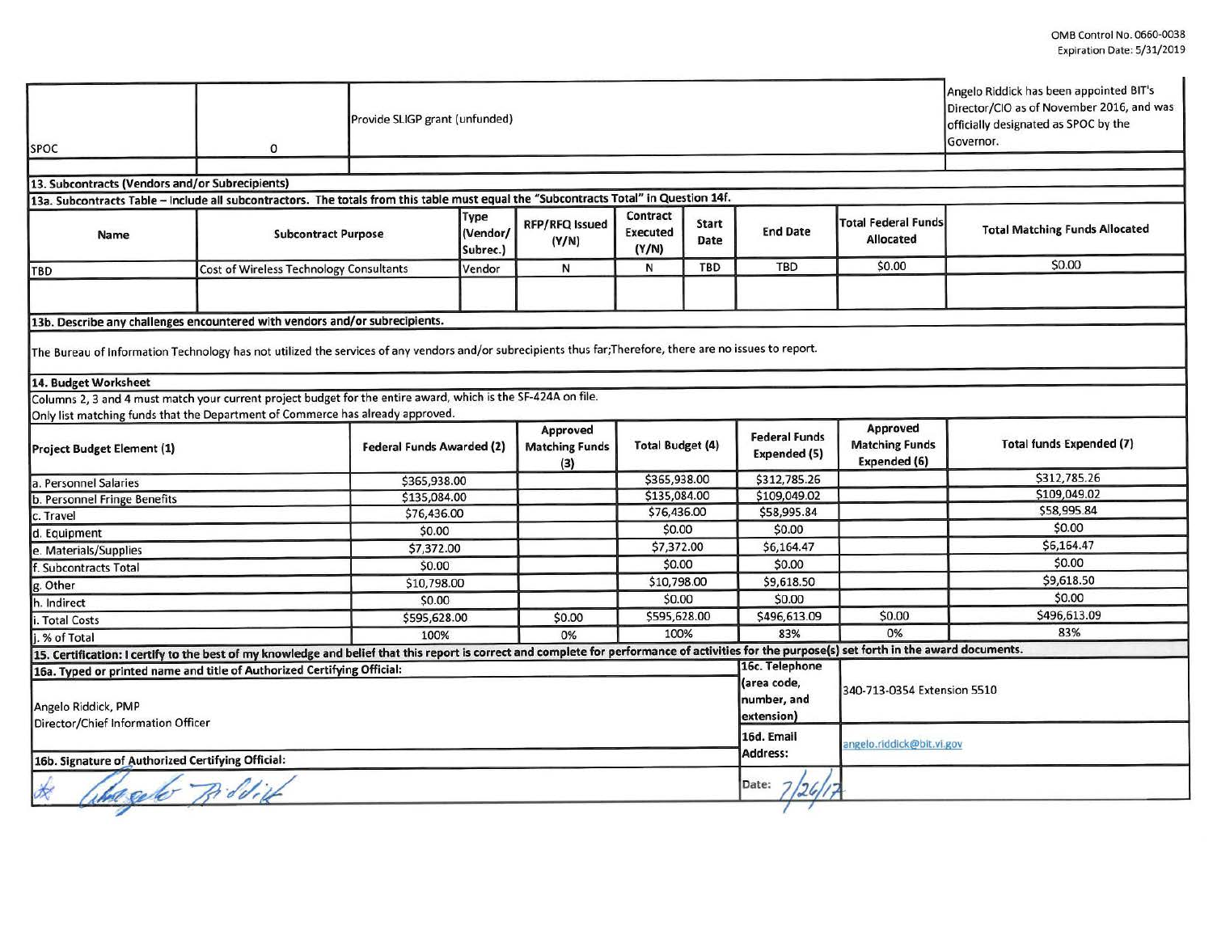OMB Control No. 0660-0038
Expiration Date: 5/31/2019

| | | | |
|---|---|---|---|
| SPOC | 0 | Provide SLIGP grant (unfunded) | Angelo Riddick has been appointed BIT's Director/CIO as of November 2016, and was officially designated as SPOC by the Governor. |
| | | | |

**13. Subcontracts (Vendors and/or Subrecipients)**

**13a. Subcontracts Table – Include all subcontractors. The totals from this table must equal the "Subcontracts Total" in Question 14f.**

| Name | Subcontract Purpose | Type (Vendor/ Subrec.) | RFP/RFQ Issued (Y/N) | Contract Executed (Y/N) | Start Date | End Date | Total Federal Funds Allocated | Total Matching Funds Allocated |
|---|---|---|---|---|---|---|---|---|
| TBD | Cost of Wireless Technology Consultants | Vendor | N | N | TBD | TBD | $0.00 | $0.00 |
| | | | | | | | | |

**13b. Describe any challenges encountered with vendors and/or subrecipients.**

The Bureau of Information Technology has not utilized the services of any vendors and/or subrecipients thus far;Therefore, there are no issues to report.

**14. Budget Worksheet**

Columns 2, 3 and 4 must match your current project budget for the entire award, which is the SF-424A on file.
Only list matching funds that the Department of Commerce has already approved.

| Project Budget Element (1) | Federal Funds Awarded (2) | Approved Matching Funds (3) | Total Budget (4) | Federal Funds Expended (5) | Approved Matching Funds Expended (6) | Total funds Expended (7) |
|---|---|---|---|---|---|---|
| a. Personnel Salaries | $365,938.00 | | $365,938.00 | $312,785.26 | | $312,785.26 |
| b. Personnel Fringe Benefits | $135,084.00 | | $135,084.00 | $109,049.02 | | $109,049.02 |
| c. Travel | $76,436.00 | | $76,436.00 | $58,995.84 | | $58,995.84 |
| d. Equipment | $0.00 | | $0.00 | $0.00 | | $0.00 |
| e. Materials/Supplies | $7,372.00 | | $7,372.00 | $6,164.47 | | $6,164.47 |
| f. Subcontracts Total | $0.00 | | $0.00 | $0.00 | | $0.00 |
| g. Other | $10,798.00 | | $10,798.00 | $9,618.50 | | $9,618.50 |
| h. Indirect | $0.00 | | $0.00 | $0.00 | | $0.00 |
| i. Total Costs | $595,628.00 | $0.00 | $595,628.00 | $496,613.09 | $0.00 | $496,613.09 |
| j. % of Total | 100% | 0% | 100% | 83% | 0% | 83% |

**15. Certification: I certify to the best of my knowledge and belief that this report is correct and complete for performance of activities for the purpose(s) set forth in the award documents.**

| | | |
|---|---|---|
| **16a. Typed or printed name and title of Authorized Certifying Official:**<br><br>Angelo Riddick, PMP<br>Director/Chief Information Officer | **16c. Telephone (area code, number, and extension)** | 340-713-0354 Extension 5510 |
| | **16d. Email Address:** | angelo.riddick@bit.vi.gov |
| **16b. Signature of Authorized Certifying Official:**<br><br>Angelo Riddick | Date: 7/26/17 | |